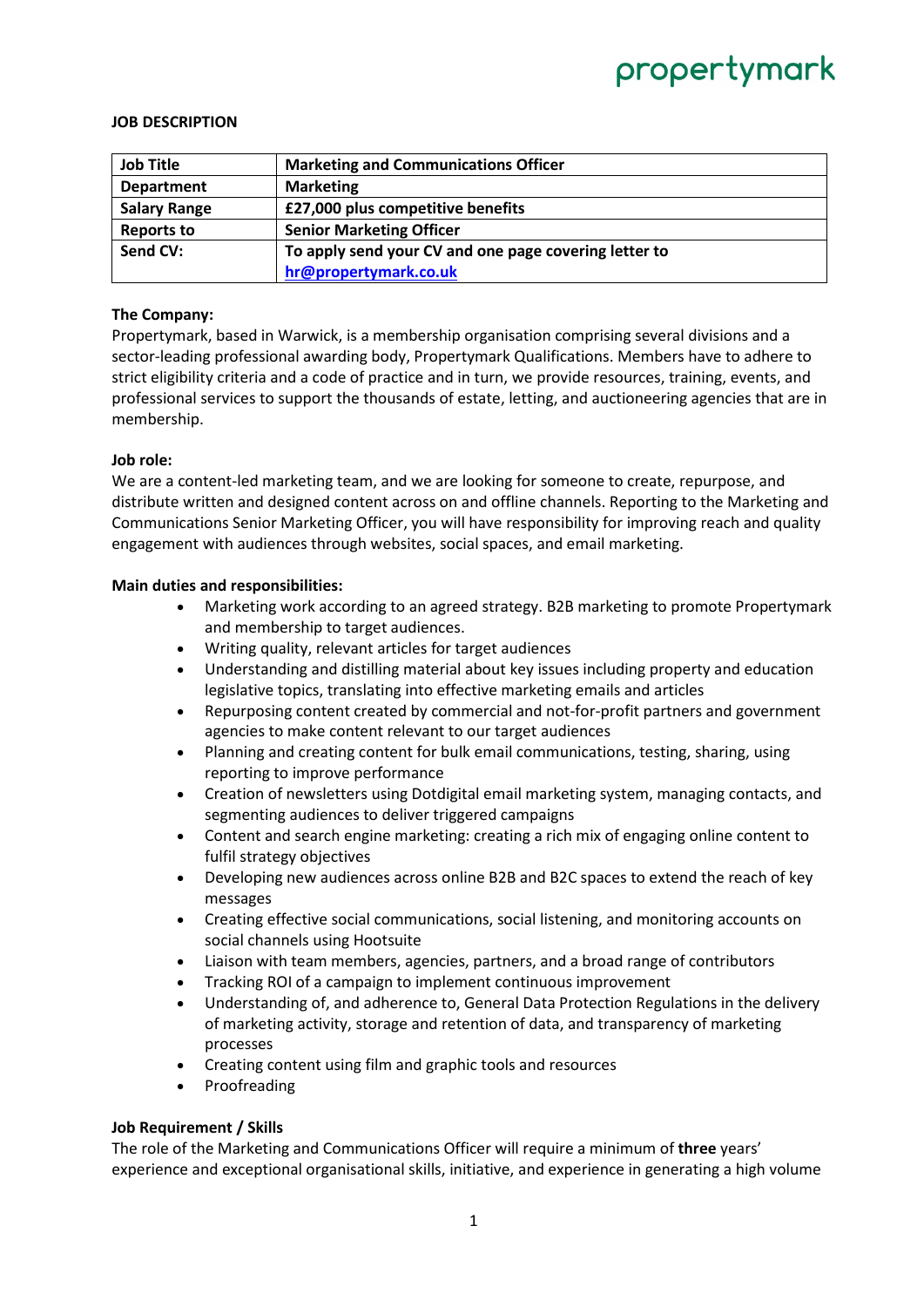propertymark

**JOB DESCRIPTION**

| **Job Title** | **Marketing and Communications Officer** |
|---|---|
| **Department** | **Marketing** |
| **Salary Range** | **£27,000 plus competitive benefits** |
| **Reports to** | **Senior Marketing Officer** |
| **Send CV:** | **To apply send your CV and one page covering letter to [hr@propertymark.co.uk](mailto:hr@propertymark.co.uk)** |

**The Company:**

Propertymark, based in Warwick, is a membership organisation comprising several divisions and a sector-leading professional awarding body, Propertymark Qualifications. Members have to adhere to strict eligibility criteria and a code of practice and in turn, we provide resources, training, events, and professional services to support the thousands of estate, letting, and auctioneering agencies that are in membership.

**Job role:**

We are a content-led marketing team, and we are looking for someone to create, repurpose, and distribute written and designed content across on and offline channels. Reporting to the Marketing and Communications Senior Marketing Officer, you will have responsibility for improving reach and quality engagement with audiences through websites, social spaces, and email marketing.

**Main duties and responsibilities:**

- Marketing work according to an agreed strategy. B2B marketing to promote Propertymark and membership to target audiences.
- Writing quality, relevant articles for target audiences
- Understanding and distilling material about key issues including property and education legislative topics, translating into effective marketing emails and articles
- Repurposing content created by commercial and not-for-profit partners and government agencies to make content relevant to our target audiences
- Planning and creating content for bulk email communications, testing, sharing, using reporting to improve performance
- Creation of newsletters using Dotdigital email marketing system, managing contacts, and segmenting audiences to deliver triggered campaigns
- Content and search engine marketing: creating a rich mix of engaging online content to fulfil strategy objectives
- Developing new audiences across online B2B and B2C spaces to extend the reach of key messages
- Creating effective social communications, social listening, and monitoring accounts on social channels using Hootsuite
- Liaison with team members, agencies, partners, and a broad range of contributors
- Tracking ROI of a campaign to implement continuous improvement
- Understanding of, and adherence to, General Data Protection Regulations in the delivery of marketing activity, storage and retention of data, and transparency of marketing processes
- Creating content using film and graphic tools and resources
- Proofreading

**Job Requirement / Skills**

The role of the Marketing and Communications Officer will require a minimum of **three** years' experience and exceptional organisational skills, initiative, and experience in generating a high volume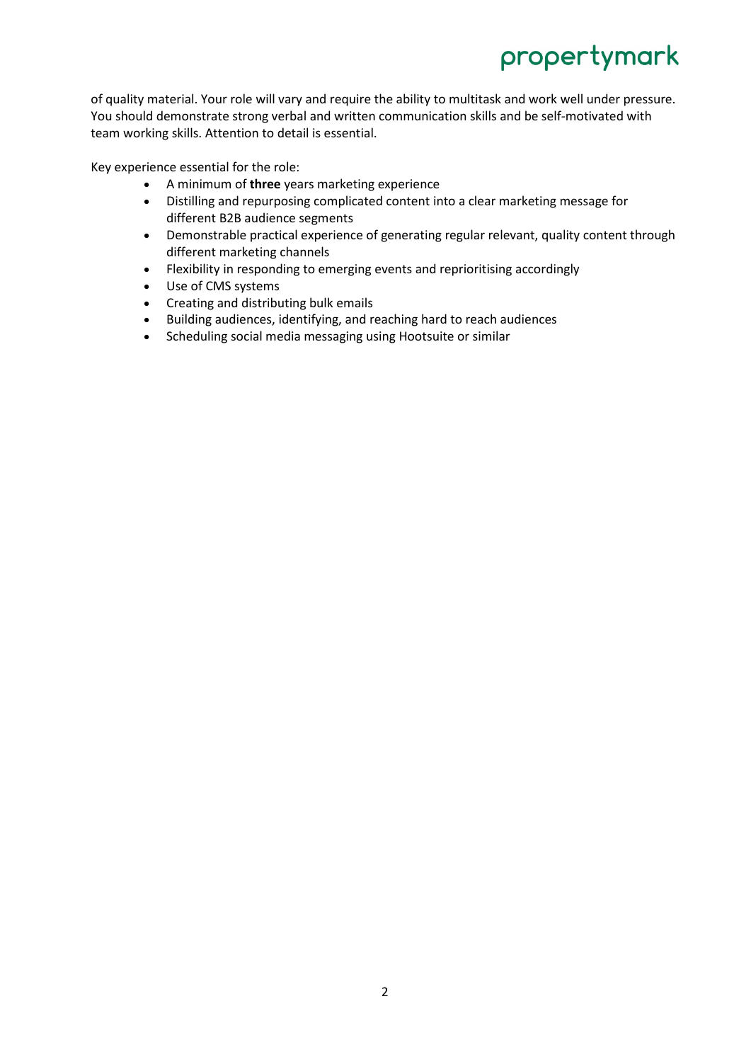of quality material. Your role will vary and require the ability to multitask and work well under pressure. You should demonstrate strong verbal and written communication skills and be self-motivated with team working skills. Attention to detail is essential.

Key experience essential for the role:

- A minimum of **three** years marketing experience
- Distilling and repurposing complicated content into a clear marketing message for different B2B audience segments
- Demonstrable practical experience of generating regular relevant, quality content through different marketing channels
- Flexibility in responding to emerging events and reprioritising accordingly
- Use of CMS systems
- Creating and distributing bulk emails
- Building audiences, identifying, and reaching hard to reach audiences
- Scheduling social media messaging using Hootsuite or similar